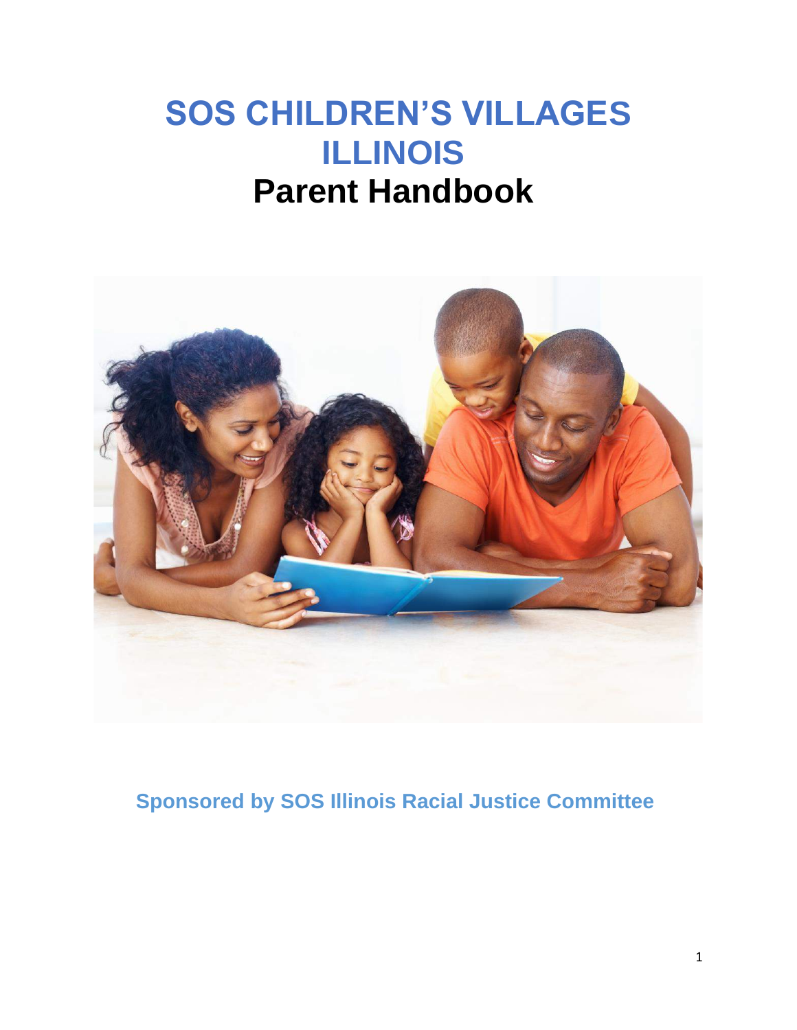# SOS CHILDREN'S VILLAGES ILLINOIS

# Parent Handbook

**Sponsored by SOS Illinois Racial Justice Committee**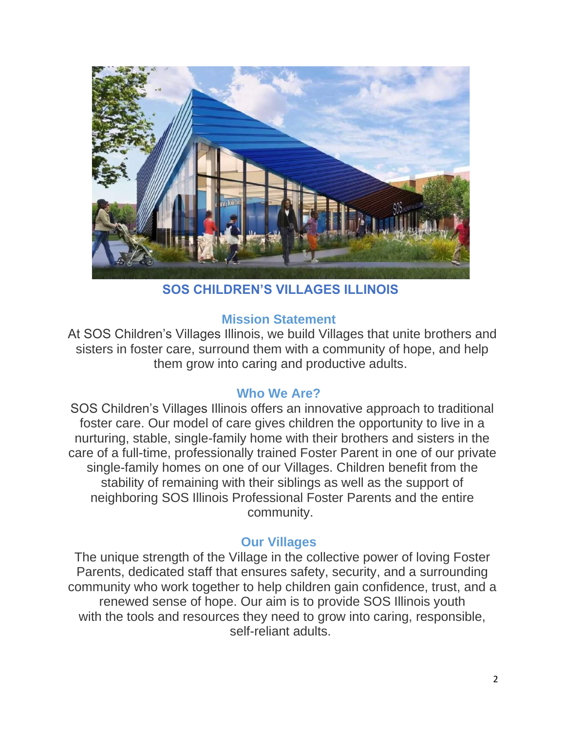## SOS CHILDREN'S VILLAGES ILLINOIS

### Mission Statement

At SOS Children's Villages Illinois, we build Villages that unite brothers and sisters in foster care, surround them with a community of hope, and help them grow into caring and productive adults.

### Who We Are?

SOS Children's Villages Illinois offers an innovative approach to traditional foster care. Our model of care gives children the opportunity to live in a nurturing, stable, single-family home with their brothers and sisters in the care of a full-time, professionally trained Foster Parent in one of our private single-family homes on one of our Villages. Children benefit from the stability of remaining with their siblings as well as the support of neighboring SOS Illinois Professional Foster Parents and the entire community.

### Our Villages

The unique strength of the Village in the collective power of loving Foster Parents, dedicated staff that ensures safety, security, and a surrounding community who work together to help children gain confidence, trust, and a renewed sense of hope. Our aim is to provide SOS Illinois youth with the tools and resources they need to grow into caring, responsible, self-reliant adults.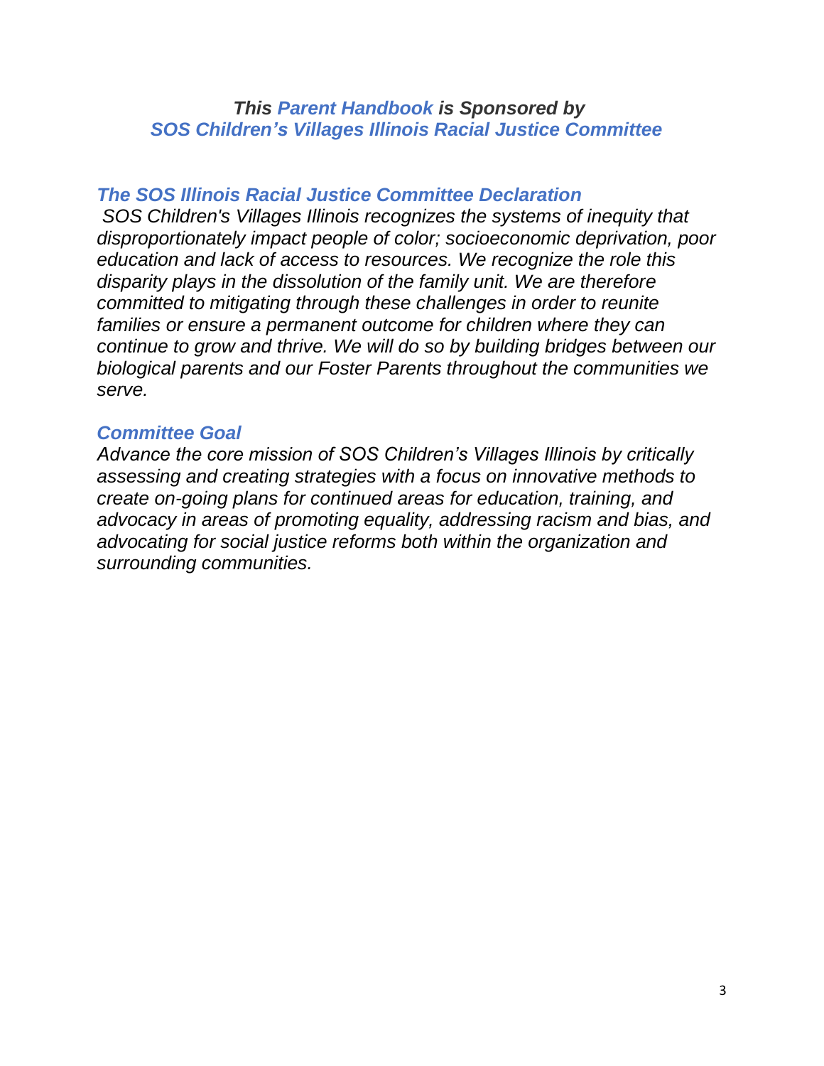***This Parent Handbook is Sponsored by***
***SOS Children's Villages Illinois Racial Justice Committee***

## *The SOS Illinois Racial Justice Committee Declaration*

*SOS Children's Villages Illinois recognizes the systems of inequity that disproportionately impact people of color; socioeconomic deprivation, poor education and lack of access to resources. We recognize the role this disparity plays in the dissolution of the family unit. We are therefore committed to mitigating through these challenges in order to reunite families or ensure a permanent outcome for children where they can continue to grow and thrive. We will do so by building bridges between our biological parents and our Foster Parents throughout the communities we serve.*

## *Committee Goal*

*Advance the core mission of SOS Children's Villages Illinois by critically assessing and creating strategies with a focus on innovative methods to create on-going plans for continued areas for education, training, and advocacy in areas of promoting equality, addressing racism and bias, and advocating for social justice reforms both within the organization and surrounding communities.*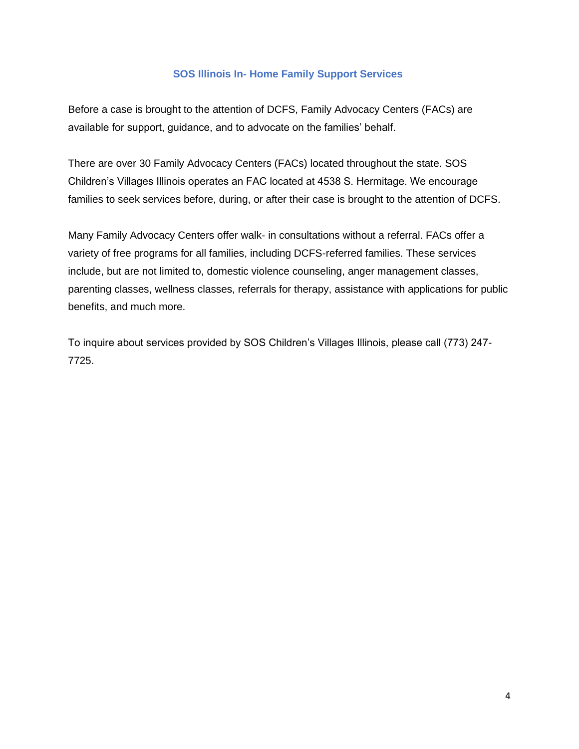## SOS Illinois In- Home Family Support Services

Before a case is brought to the attention of DCFS, Family Advocacy Centers (FACs) are available for support, guidance, and to advocate on the families' behalf.

There are over 30 Family Advocacy Centers (FACs) located throughout the state. SOS Children's Villages Illinois operates an FAC located at 4538 S. Hermitage. We encourage families to seek services before, during, or after their case is brought to the attention of DCFS.

Many Family Advocacy Centers offer walk- in consultations without a referral. FACs offer a variety of free programs for all families, including DCFS-referred families. These services include, but are not limited to, domestic violence counseling, anger management classes, parenting classes, wellness classes, referrals for therapy, assistance with applications for public benefits, and much more.

To inquire about services provided by SOS Children's Villages Illinois, please call (773) 247-7725.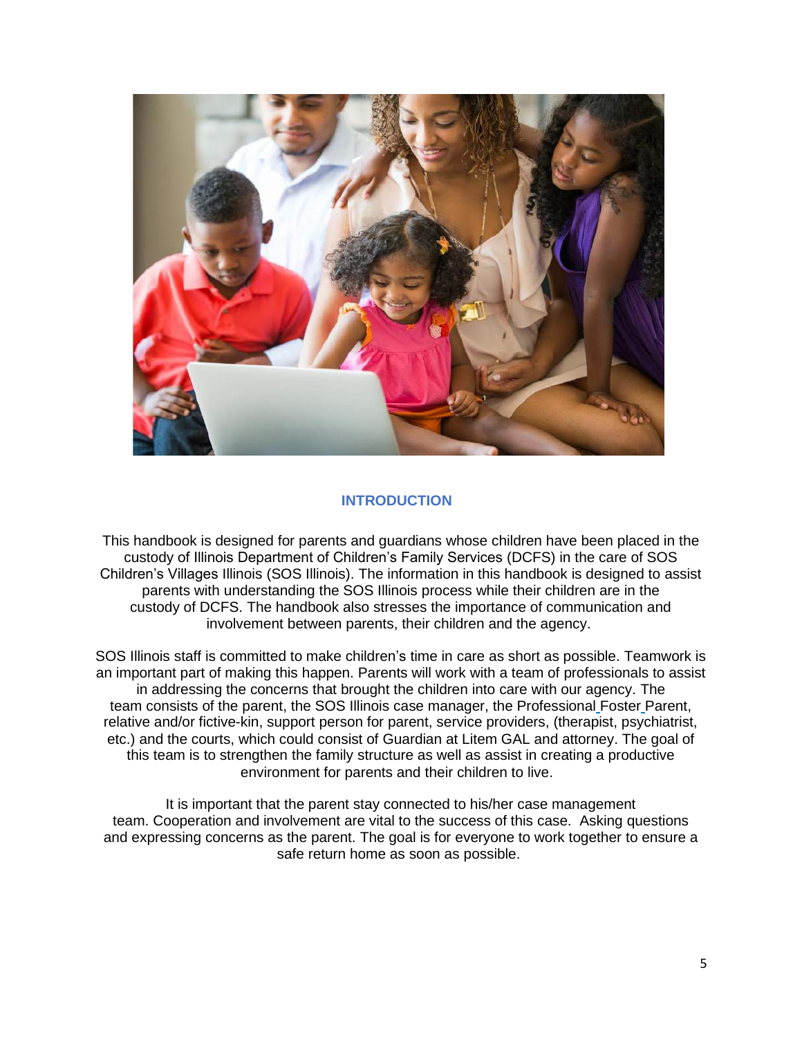## INTRODUCTION

This handbook is designed for parents and guardians whose children have been placed in the custody of Illinois Department of Children's Family Services (DCFS) in the care of SOS Children's Villages Illinois (SOS Illinois). The information in this handbook is designed to assist parents with understanding the SOS Illinois process while their children are in the custody of DCFS. The handbook also stresses the importance of communication and involvement between parents, their children and the agency.

SOS Illinois staff is committed to make children's time in care as short as possible. Teamwork is an important part of making this happen. Parents will work with a team of professionals to assist in addressing the concerns that brought the children into care with our agency. The team consists of the parent, the SOS Illinois case manager, the Professional Foster Parent, relative and/or fictive-kin, support person for parent, service providers, (therapist, psychiatrist, etc.) and the courts, which could consist of Guardian at Litem GAL and attorney. The goal of this team is to strengthen the family structure as well as assist in creating a productive environment for parents and their children to live.

It is important that the parent stay connected to his/her case management team. Cooperation and involvement are vital to the success of this case. Asking questions and expressing concerns as the parent. The goal is for everyone to work together to ensure a safe return home as soon as possible.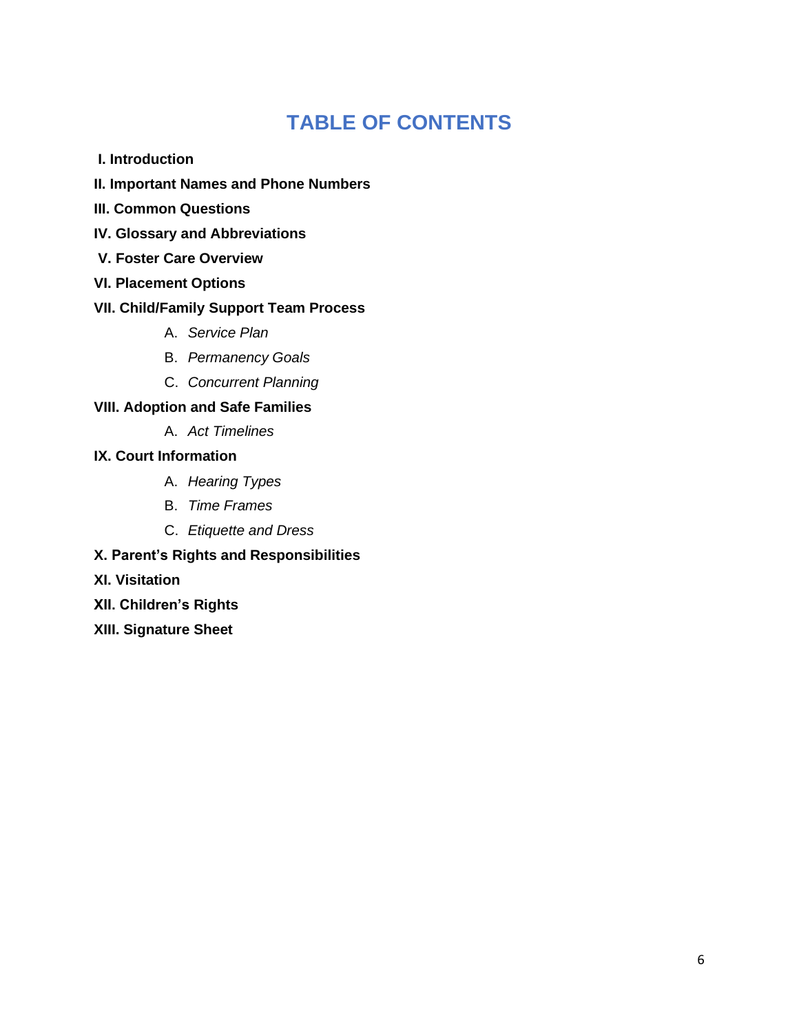# TABLE OF CONTENTS

**I. Introduction**

**II. Important Names and Phone Numbers**

**III. Common Questions**

**IV. Glossary and Abbreviations**

**V. Foster Care Overview**

**VI. Placement Options**

**VII. Child/Family Support Team Process**

A. *Service Plan*

B. *Permanency Goals*

C. *Concurrent Planning*

**VIII. Adoption and Safe Families**

A. *Act Timelines*

**IX. Court Information**

A. *Hearing Types*

B. *Time Frames*

C. *Etiquette and Dress*

**X. Parent's Rights and Responsibilities**

**XI. Visitation**

**XII. Children's Rights**

**XIII. Signature Sheet**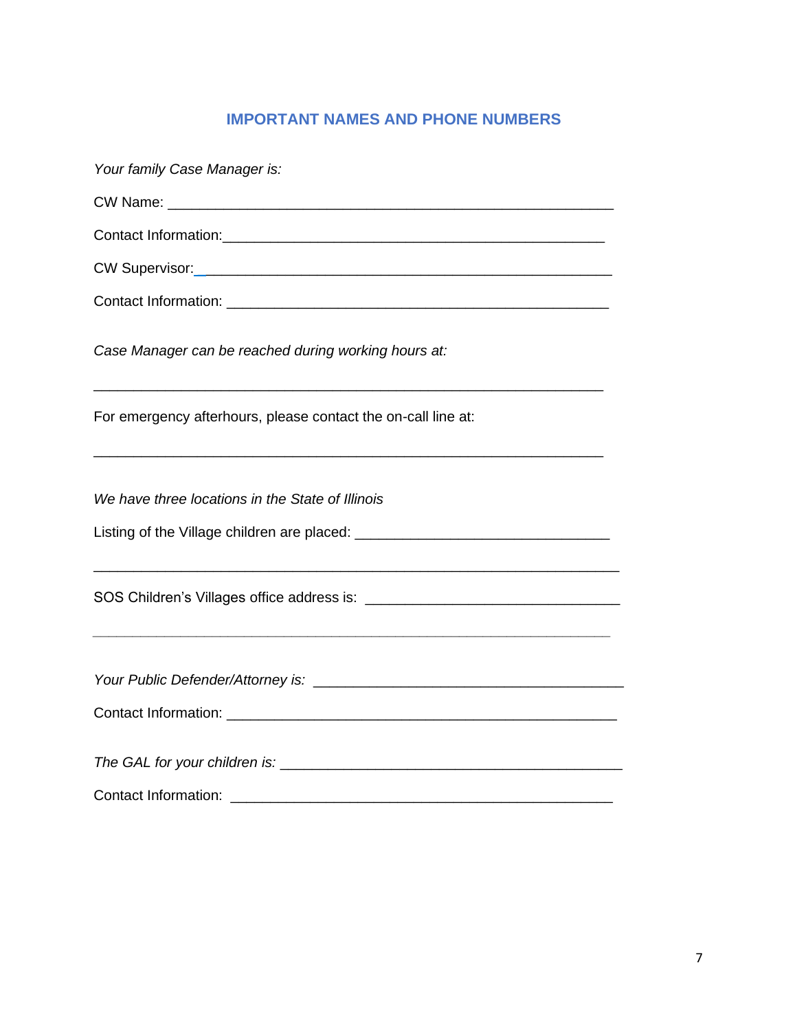## IMPORTANT NAMES AND PHONE NUMBERS

*Your family Case Manager is:*

CW Name: ____________________________________________________

Contact Information:_______________________________________________

CW Supervisor:_________________________________________________

Contact Information: ______________________________________________

*Case Manager can be reached during working hours at:*

______________________________________________________________

For emergency afterhours, please contact the on-call line at:

______________________________________________________________

*We have three locations in the State of Illinois*

Listing of the Village children are placed: ______________________________

________________________________________________________________

SOS Children's Villages office address is: ______________________________

________________________________________________________________

*Your Public Defender/Attorney is:* _____________________________________

Contact Information: _______________________________________________

*The GAL for your children is:* __________________________________________

Contact Information: ______________________________________________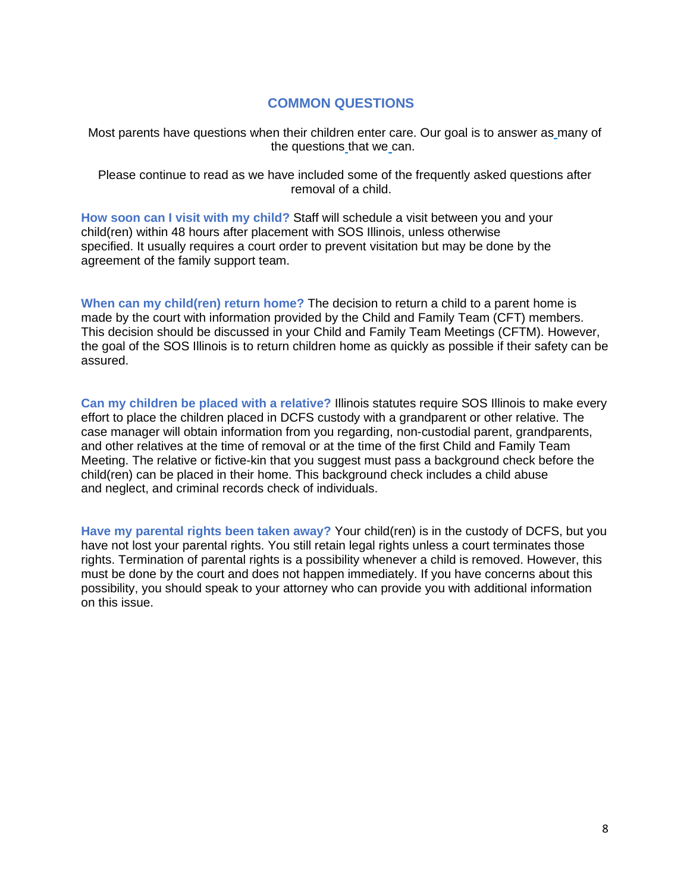## COMMON QUESTIONS

Most parents have questions when their children enter care. Our goal is to answer as many of the questions that we can.

Please continue to read as we have included some of the frequently asked questions after removal of a child.

**How soon can I visit with my child?** Staff will schedule a visit between you and your child(ren) within 48 hours after placement with SOS Illinois, unless otherwise specified. It usually requires a court order to prevent visitation but may be done by the agreement of the family support team.

**When can my child(ren) return home?** The decision to return a child to a parent home is made by the court with information provided by the Child and Family Team (CFT) members. This decision should be discussed in your Child and Family Team Meetings (CFTM). However, the goal of the SOS Illinois is to return children home as quickly as possible if their safety can be assured.

**Can my children be placed with a relative?** Illinois statutes require SOS Illinois to make every effort to place the children placed in DCFS custody with a grandparent or other relative. The case manager will obtain information from you regarding, non-custodial parent, grandparents, and other relatives at the time of removal or at the time of the first Child and Family Team Meeting. The relative or fictive-kin that you suggest must pass a background check before the child(ren) can be placed in their home. This background check includes a child abuse and neglect, and criminal records check of individuals.

**Have my parental rights been taken away?** Your child(ren) is in the custody of DCFS, but you have not lost your parental rights. You still retain legal rights unless a court terminates those rights. Termination of parental rights is a possibility whenever a child is removed. However, this must be done by the court and does not happen immediately. If you have concerns about this possibility, you should speak to your attorney who can provide you with additional information on this issue.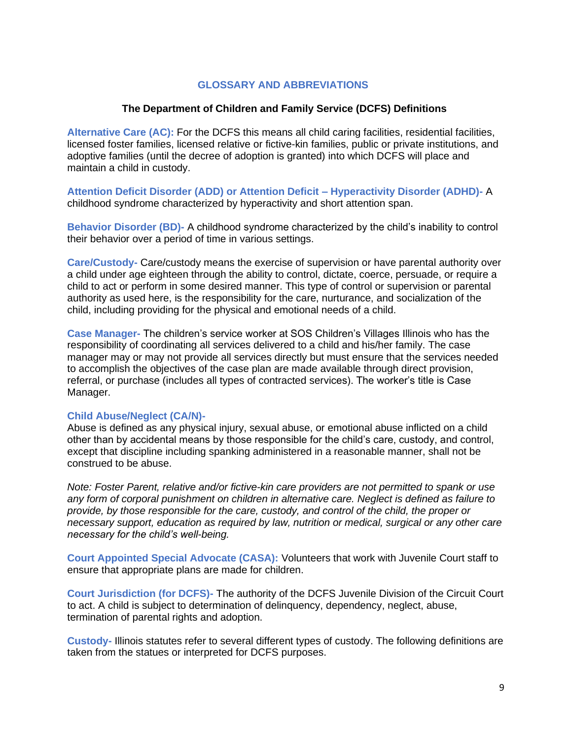## GLOSSARY AND ABBREVIATIONS

### The Department of Children and Family Service (DCFS) Definitions

**Alternative Care (AC):** For the DCFS this means all child caring facilities, residential facilities, licensed foster families, licensed relative or fictive-kin families, public or private institutions, and adoptive families (until the decree of adoption is granted) into which DCFS will place and maintain a child in custody.

**Attention Deficit Disorder (ADD) or Attention Deficit – Hyperactivity Disorder (ADHD)-** A childhood syndrome characterized by hyperactivity and short attention span.

**Behavior Disorder (BD)-** A childhood syndrome characterized by the child's inability to control their behavior over a period of time in various settings.

**Care/Custody-** Care/custody means the exercise of supervision or have parental authority over a child under age eighteen through the ability to control, dictate, coerce, persuade, or require a child to act or perform in some desired manner. This type of control or supervision or parental authority as used here, is the responsibility for the care, nurturance, and socialization of the child, including providing for the physical and emotional needs of a child.

**Case Manager-** The children's service worker at SOS Children's Villages Illinois who has the responsibility of coordinating all services delivered to a child and his/her family. The case manager may or may not provide all services directly but must ensure that the services needed to accomplish the objectives of the case plan are made available through direct provision, referral, or purchase (includes all types of contracted services). The worker's title is Case Manager.

**Child Abuse/Neglect (CA/N)-**
Abuse is defined as any physical injury, sexual abuse, or emotional abuse inflicted on a child other than by accidental means by those responsible for the child's care, custody, and control, except that discipline including spanking administered in a reasonable manner, shall not be construed to be abuse.

*Note: Foster Parent, relative and/or fictive-kin care providers are not permitted to spank or use any form of corporal punishment on children in alternative care. Neglect is defined as failure to provide, by those responsible for the care, custody, and control of the child, the proper or necessary support, education as required by law, nutrition or medical, surgical or any other care necessary for the child's well-being.*

**Court Appointed Special Advocate (CASA):** Volunteers that work with Juvenile Court staff to ensure that appropriate plans are made for children.

**Court Jurisdiction (for DCFS)-** The authority of the DCFS Juvenile Division of the Circuit Court to act. A child is subject to determination of delinquency, dependency, neglect, abuse, termination of parental rights and adoption.

**Custody-** Illinois statutes refer to several different types of custody. The following definitions are taken from the statues or interpreted for DCFS purposes.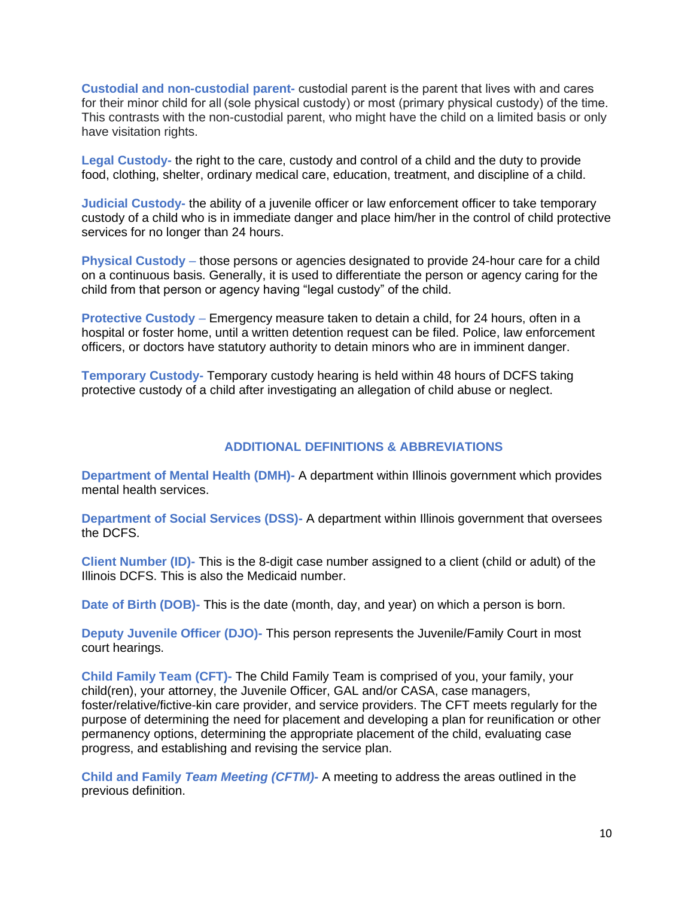**Custodial and non-custodial parent-** custodial parent is the parent that lives with and cares for their minor child for all (sole physical custody) or most (primary physical custody) of the time. This contrasts with the non-custodial parent, who might have the child on a limited basis or only have visitation rights.

**Legal Custody-** the right to the care, custody and control of a child and the duty to provide food, clothing, shelter, ordinary medical care, education, treatment, and discipline of a child.

**Judicial Custody-** the ability of a juvenile officer or law enforcement officer to take temporary custody of a child who is in immediate danger and place him/her in the control of child protective services for no longer than 24 hours.

**Physical Custody** – those persons or agencies designated to provide 24-hour care for a child on a continuous basis. Generally, it is used to differentiate the person or agency caring for the child from that person or agency having "legal custody" of the child.

**Protective Custody** – Emergency measure taken to detain a child, for 24 hours, often in a hospital or foster home, until a written detention request can be filed. Police, law enforcement officers, or doctors have statutory authority to detain minors who are in imminent danger.

**Temporary Custody-** Temporary custody hearing is held within 48 hours of DCFS taking protective custody of a child after investigating an allegation of child abuse or neglect.

## ADDITIONAL DEFINITIONS & ABBREVIATIONS

**Department of Mental Health (DMH)-** A department within Illinois government which provides mental health services.

**Department of Social Services (DSS)-** A department within Illinois government that oversees the DCFS.

**Client Number (ID)-** This is the 8-digit case number assigned to a client (child or adult) of the Illinois DCFS. This is also the Medicaid number.

**Date of Birth (DOB)-** This is the date (month, day, and year) on which a person is born.

**Deputy Juvenile Officer (DJO)-** This person represents the Juvenile/Family Court in most court hearings.

**Child Family Team (CFT)-** The Child Family Team is comprised of you, your family, your child(ren), your attorney, the Juvenile Officer, GAL and/or CASA, case managers, foster/relative/fictive-kin care provider, and service providers. The CFT meets regularly for the purpose of determining the need for placement and developing a plan for reunification or other permanency options, determining the appropriate placement of the child, evaluating case progress, and establishing and revising the service plan.

**Child and Family *Team Meeting (CFTM)*-** A meeting to address the areas outlined in the previous definition.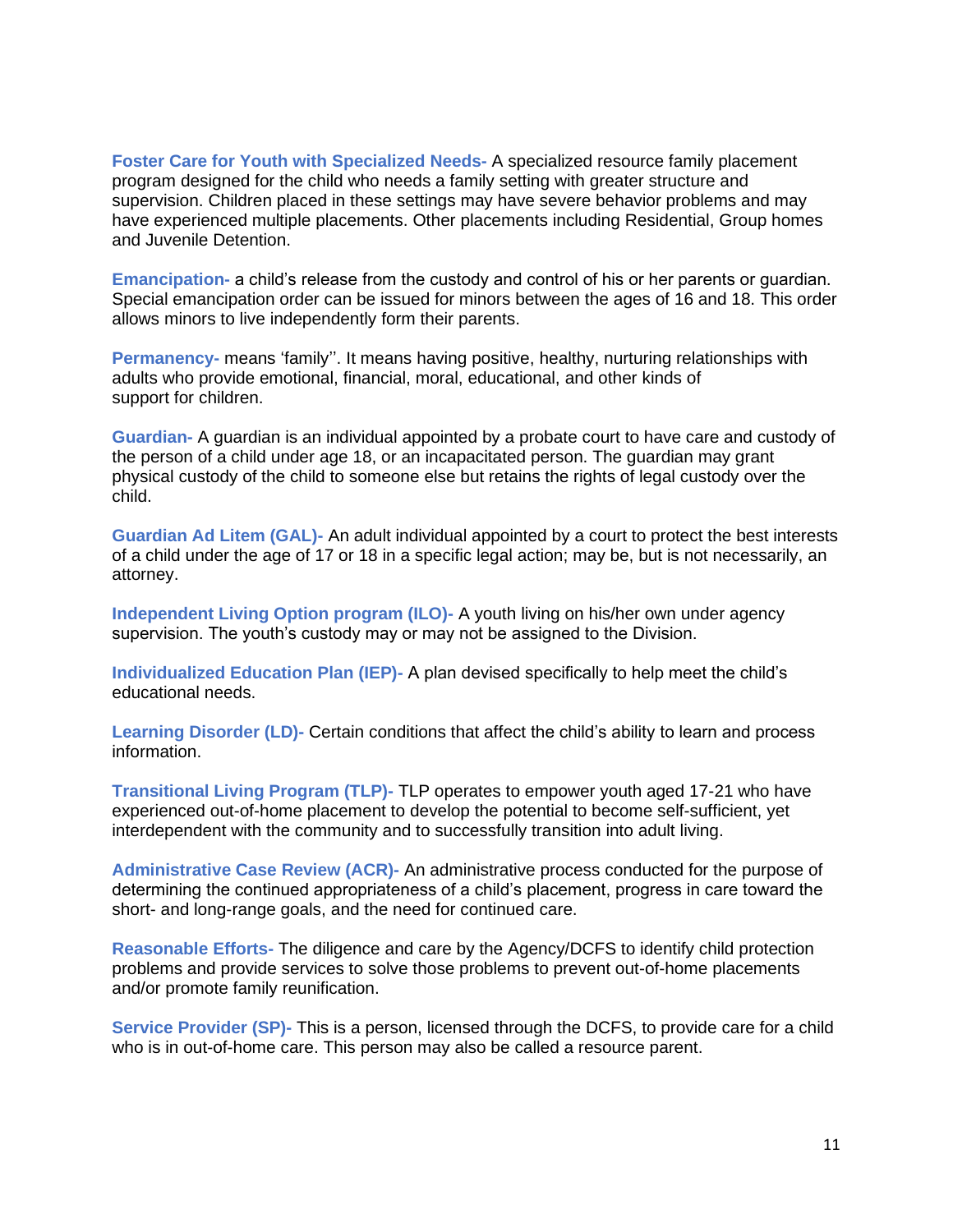**Foster Care for Youth with Specialized Needs-** A specialized resource family placement program designed for the child who needs a family setting with greater structure and supervision. Children placed in these settings may have severe behavior problems and may have experienced multiple placements. Other placements including Residential, Group homes and Juvenile Detention.

**Emancipation-** a child's release from the custody and control of his or her parents or guardian. Special emancipation order can be issued for minors between the ages of 16 and 18. This order allows minors to live independently form their parents.

**Permanency-** means 'family''. It means having positive, healthy, nurturing relationships with adults who provide emotional, financial, moral, educational, and other kinds of support for children.

**Guardian-** A guardian is an individual appointed by a probate court to have care and custody of the person of a child under age 18, or an incapacitated person. The guardian may grant physical custody of the child to someone else but retains the rights of legal custody over the child.

**Guardian Ad Litem (GAL)-** An adult individual appointed by a court to protect the best interests of a child under the age of 17 or 18 in a specific legal action; may be, but is not necessarily, an attorney.

**Independent Living Option program (ILO)-** A youth living on his/her own under agency supervision. The youth's custody may or may not be assigned to the Division.

**Individualized Education Plan (IEP)-** A plan devised specifically to help meet the child's educational needs.

**Learning Disorder (LD)-** Certain conditions that affect the child's ability to learn and process information.

**Transitional Living Program (TLP)-** TLP operates to empower youth aged 17-21 who have experienced out-of-home placement to develop the potential to become self-sufficient, yet interdependent with the community and to successfully transition into adult living.

**Administrative Case Review (ACR)-** An administrative process conducted for the purpose of determining the continued appropriateness of a child's placement, progress in care toward the short- and long-range goals, and the need for continued care.

**Reasonable Efforts-** The diligence and care by the Agency/DCFS to identify child protection problems and provide services to solve those problems to prevent out-of-home placements and/or promote family reunification.

**Service Provider (SP)-** This is a person, licensed through the DCFS, to provide care for a child who is in out-of-home care. This person may also be called a resource parent.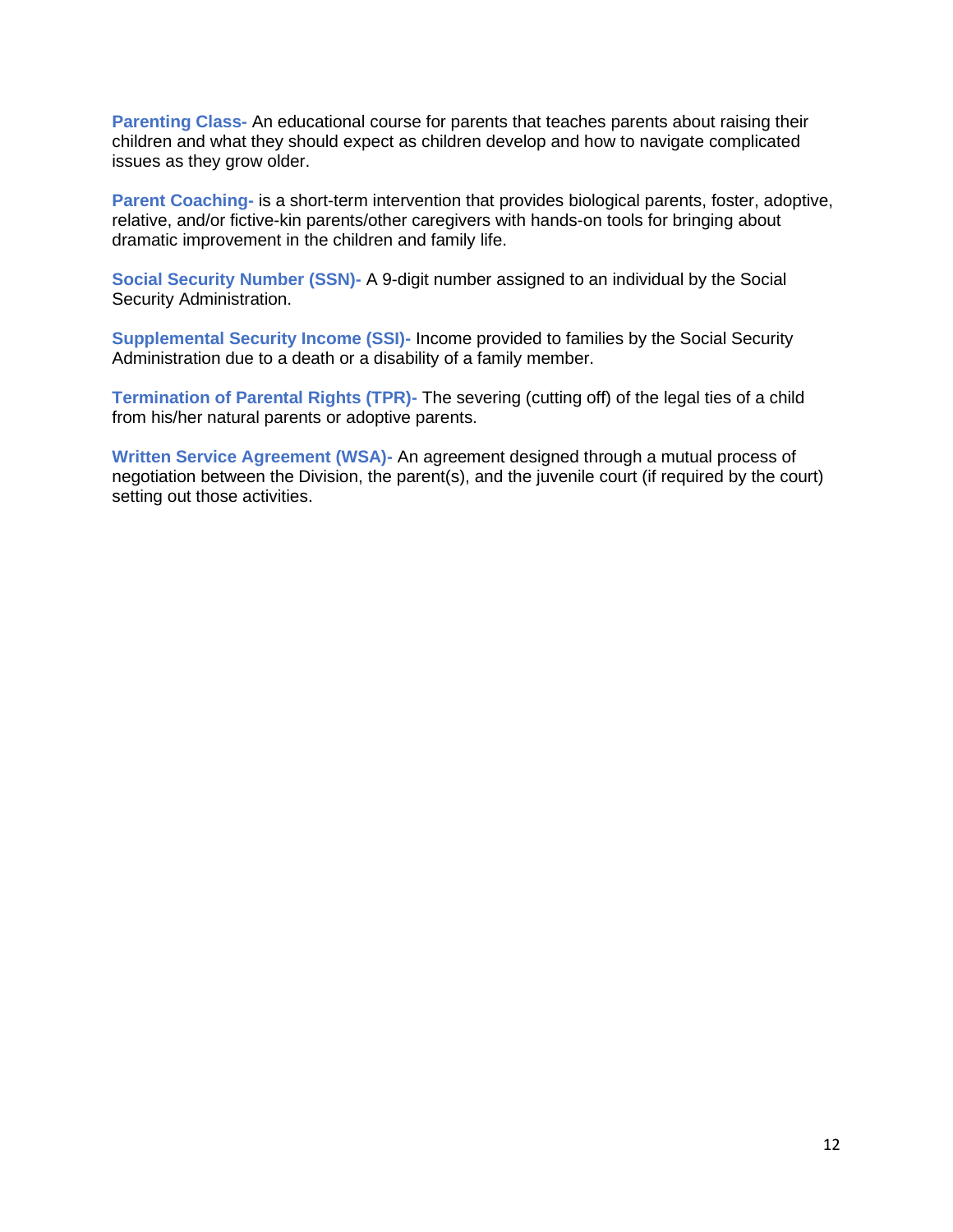**Parenting Class-** An educational course for parents that teaches parents about raising their children and what they should expect as children develop and how to navigate complicated issues as they grow older.

**Parent Coaching-** is a short-term intervention that provides biological parents, foster, adoptive, relative, and/or fictive-kin parents/other caregivers with hands-on tools for bringing about dramatic improvement in the children and family life.

**Social Security Number (SSN)-** A 9-digit number assigned to an individual by the Social Security Administration.

**Supplemental Security Income (SSI)-** Income provided to families by the Social Security Administration due to a death or a disability of a family member.

**Termination of Parental Rights (TPR)-** The severing (cutting off) of the legal ties of a child from his/her natural parents or adoptive parents.

**Written Service Agreement (WSA)-** An agreement designed through a mutual process of negotiation between the Division, the parent(s), and the juvenile court (if required by the court) setting out those activities.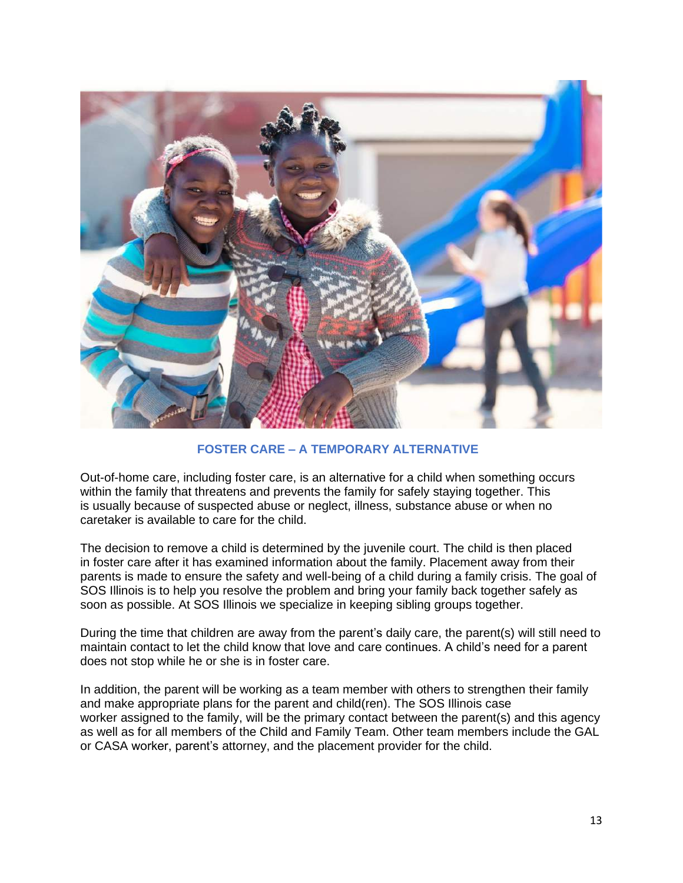## FOSTER CARE – A TEMPORARY ALTERNATIVE

Out-of-home care, including foster care, is an alternative for a child when something occurs within the family that threatens and prevents the family for safely staying together. This is usually because of suspected abuse or neglect, illness, substance abuse or when no caretaker is available to care for the child.

The decision to remove a child is determined by the juvenile court. The child is then placed in foster care after it has examined information about the family. Placement away from their parents is made to ensure the safety and well-being of a child during a family crisis. The goal of SOS Illinois is to help you resolve the problem and bring your family back together safely as soon as possible. At SOS Illinois we specialize in keeping sibling groups together.

During the time that children are away from the parent's daily care, the parent(s) will still need to maintain contact to let the child know that love and care continues. A child's need for a parent does not stop while he or she is in foster care.

In addition, the parent will be working as a team member with others to strengthen their family and make appropriate plans for the parent and child(ren). The SOS Illinois case worker assigned to the family, will be the primary contact between the parent(s) and this agency as well as for all members of the Child and Family Team. Other team members include the GAL or CASA worker, parent's attorney, and the placement provider for the child.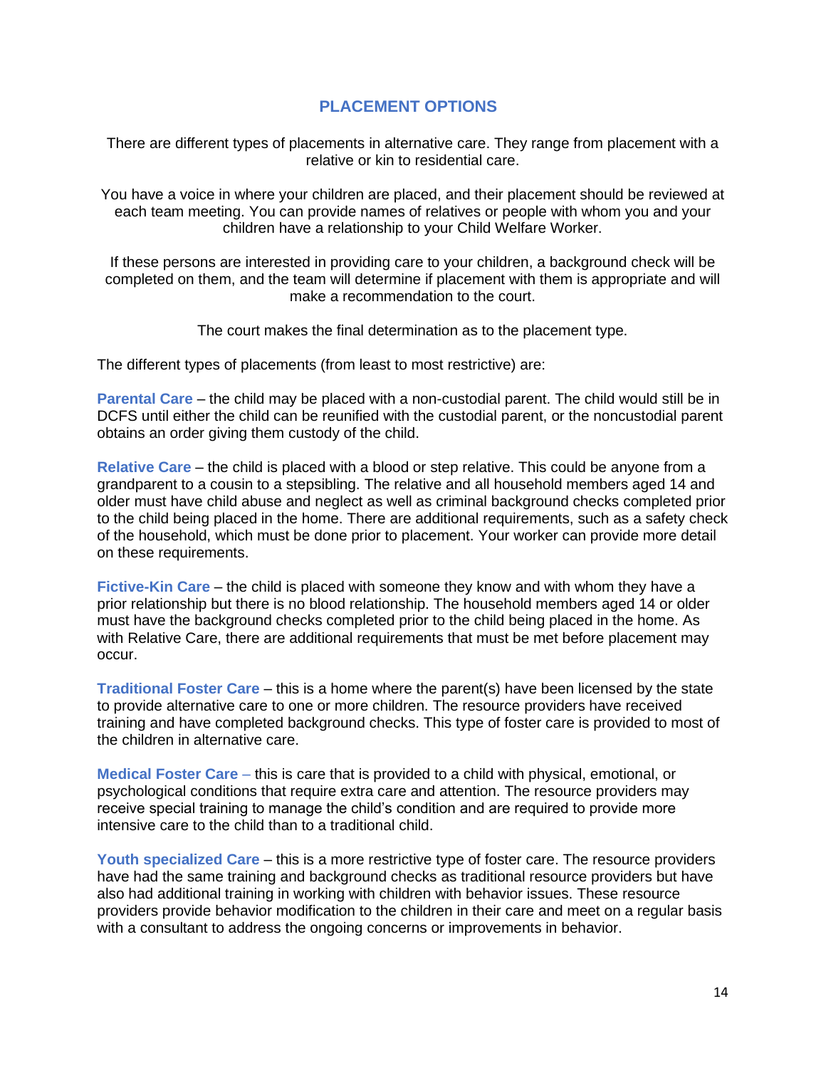## PLACEMENT OPTIONS

There are different types of placements in alternative care. They range from placement with a relative or kin to residential care.

You have a voice in where your children are placed, and their placement should be reviewed at each team meeting. You can provide names of relatives or people with whom you and your children have a relationship to your Child Welfare Worker.

If these persons are interested in providing care to your children, a background check will be completed on them, and the team will determine if placement with them is appropriate and will make a recommendation to the court.

The court makes the final determination as to the placement type.

The different types of placements (from least to most restrictive) are:

**Parental Care** – the child may be placed with a non-custodial parent. The child would still be in DCFS until either the child can be reunified with the custodial parent, or the noncustodial parent obtains an order giving them custody of the child.

**Relative Care** – the child is placed with a blood or step relative. This could be anyone from a grandparent to a cousin to a stepsibling. The relative and all household members aged 14 and older must have child abuse and neglect as well as criminal background checks completed prior to the child being placed in the home. There are additional requirements, such as a safety check of the household, which must be done prior to placement. Your worker can provide more detail on these requirements.

**Fictive-Kin Care** – the child is placed with someone they know and with whom they have a prior relationship but there is no blood relationship. The household members aged 14 or older must have the background checks completed prior to the child being placed in the home. As with Relative Care, there are additional requirements that must be met before placement may occur.

**Traditional Foster Care** – this is a home where the parent(s) have been licensed by the state to provide alternative care to one or more children. The resource providers have received training and have completed background checks. This type of foster care is provided to most of the children in alternative care.

**Medical Foster Care** – this is care that is provided to a child with physical, emotional, or psychological conditions that require extra care and attention. The resource providers may receive special training to manage the child's condition and are required to provide more intensive care to the child than to a traditional child.

**Youth specialized Care** – this is a more restrictive type of foster care. The resource providers have had the same training and background checks as traditional resource providers but have also had additional training in working with children with behavior issues. These resource providers provide behavior modification to the children in their care and meet on a regular basis with a consultant to address the ongoing concerns or improvements in behavior.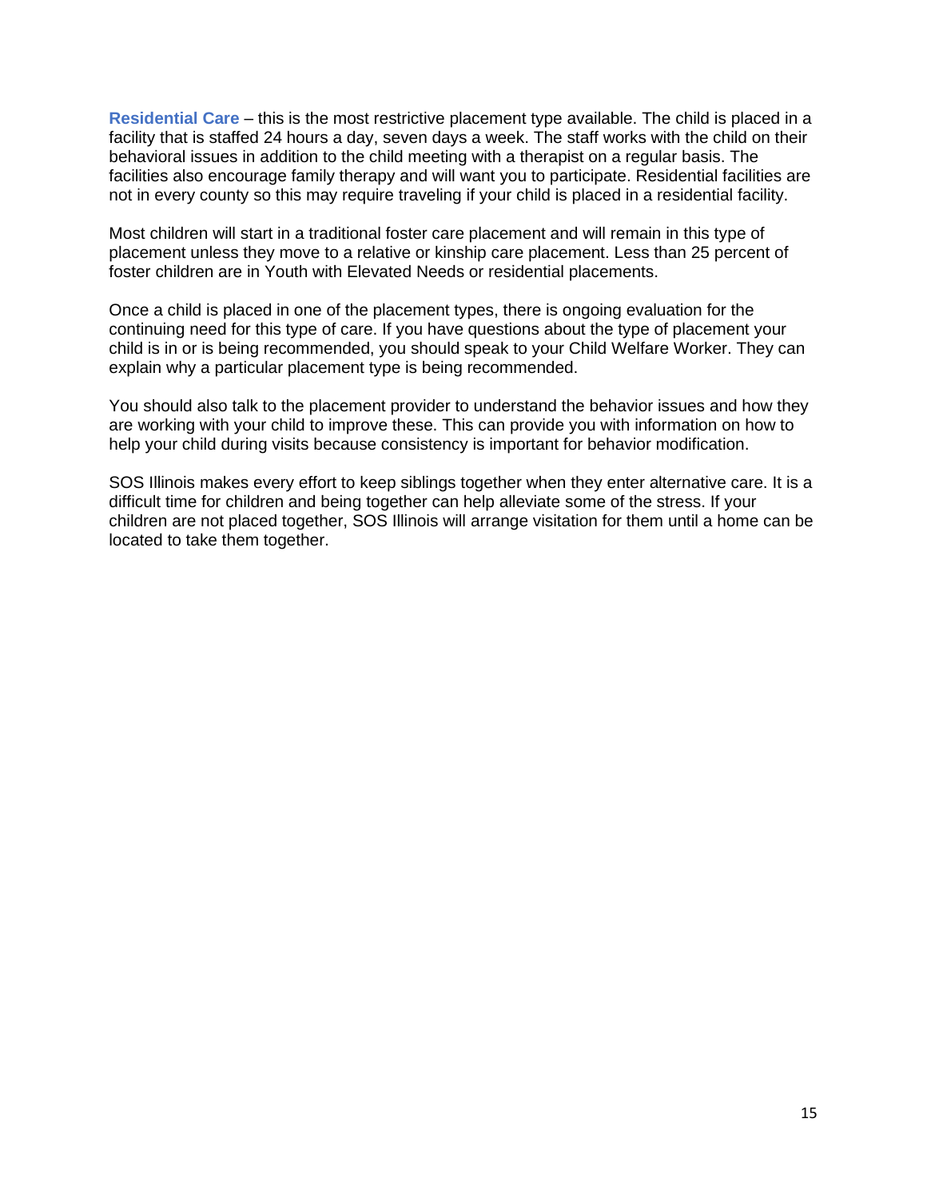**Residential Care** – this is the most restrictive placement type available. The child is placed in a facility that is staffed 24 hours a day, seven days a week. The staff works with the child on their behavioral issues in addition to the child meeting with a therapist on a regular basis. The facilities also encourage family therapy and will want you to participate. Residential facilities are not in every county so this may require traveling if your child is placed in a residential facility.

Most children will start in a traditional foster care placement and will remain in this type of placement unless they move to a relative or kinship care placement. Less than 25 percent of foster children are in Youth with Elevated Needs or residential placements.

Once a child is placed in one of the placement types, there is ongoing evaluation for the continuing need for this type of care. If you have questions about the type of placement your child is in or is being recommended, you should speak to your Child Welfare Worker. They can explain why a particular placement type is being recommended.

You should also talk to the placement provider to understand the behavior issues and how they are working with your child to improve these. This can provide you with information on how to help your child during visits because consistency is important for behavior modification.

SOS Illinois makes every effort to keep siblings together when they enter alternative care. It is a difficult time for children and being together can help alleviate some of the stress. If your children are not placed together, SOS Illinois will arrange visitation for them until a home can be located to take them together.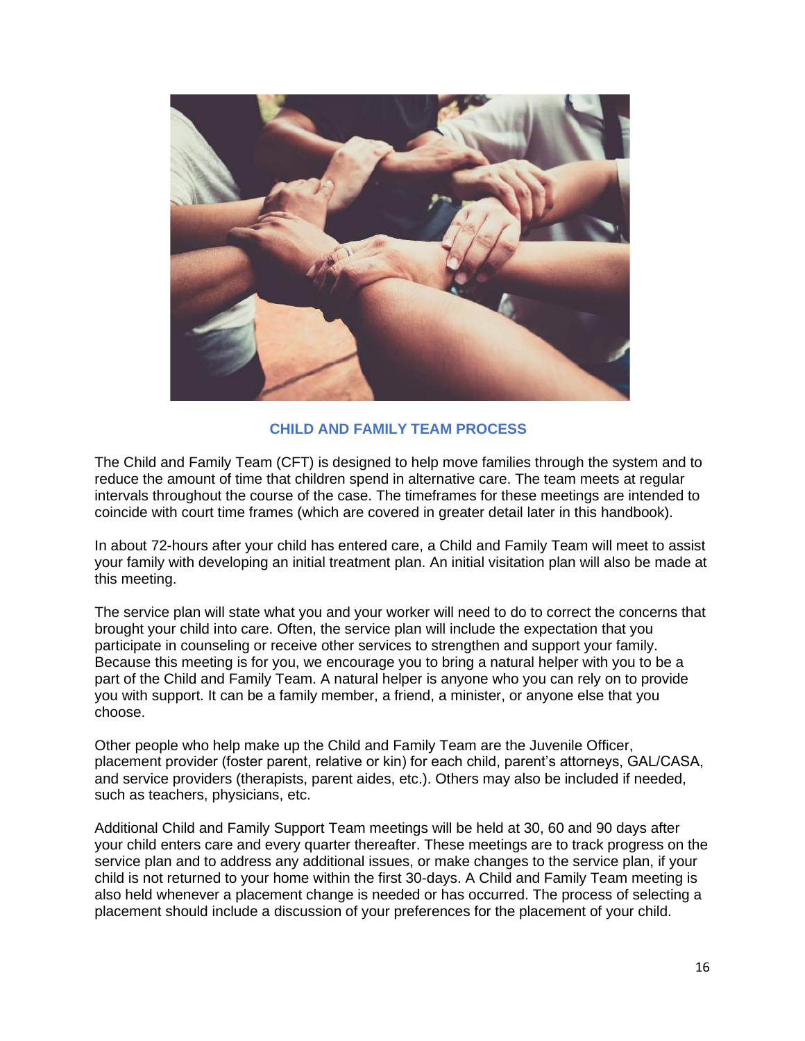## CHILD AND FAMILY TEAM PROCESS

The Child and Family Team (CFT) is designed to help move families through the system and to reduce the amount of time that children spend in alternative care. The team meets at regular intervals throughout the course of the case. The timeframes for these meetings are intended to coincide with court time frames (which are covered in greater detail later in this handbook).

In about 72-hours after your child has entered care, a Child and Family Team will meet to assist your family with developing an initial treatment plan. An initial visitation plan will also be made at this meeting.

The service plan will state what you and your worker will need to do to correct the concerns that brought your child into care. Often, the service plan will include the expectation that you participate in counseling or receive other services to strengthen and support your family. Because this meeting is for you, we encourage you to bring a natural helper with you to be a part of the Child and Family Team. A natural helper is anyone who you can rely on to provide you with support. It can be a family member, a friend, a minister, or anyone else that you choose.

Other people who help make up the Child and Family Team are the Juvenile Officer, placement provider (foster parent, relative or kin) for each child, parent's attorneys, GAL/CASA, and service providers (therapists, parent aides, etc.). Others may also be included if needed, such as teachers, physicians, etc.

Additional Child and Family Support Team meetings will be held at 30, 60 and 90 days after your child enters care and every quarter thereafter. These meetings are to track progress on the service plan and to address any additional issues, or make changes to the service plan, if your child is not returned to your home within the first 30-days. A Child and Family Team meeting is also held whenever a placement change is needed or has occurred. The process of selecting a placement should include a discussion of your preferences for the placement of your child.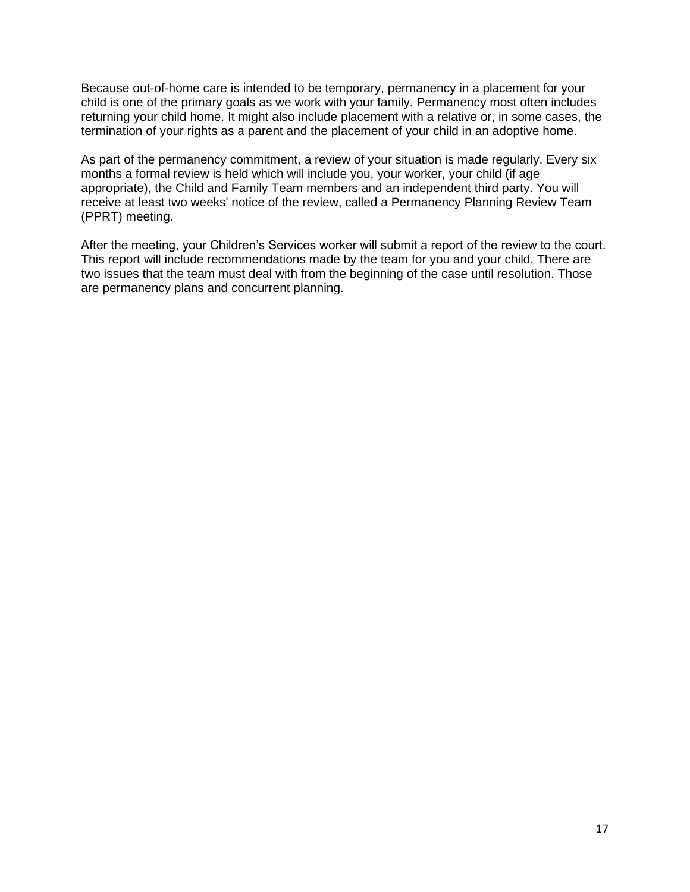Because out-of-home care is intended to be temporary, permanency in a placement for your child is one of the primary goals as we work with your family. Permanency most often includes returning your child home. It might also include placement with a relative or, in some cases, the termination of your rights as a parent and the placement of your child in an adoptive home.

As part of the permanency commitment, a review of your situation is made regularly. Every six months a formal review is held which will include you, your worker, your child (if age appropriate), the Child and Family Team members and an independent third party. You will receive at least two weeks' notice of the review, called a Permanency Planning Review Team (PPRT) meeting.

After the meeting, your Children's Services worker will submit a report of the review to the court. This report will include recommendations made by the team for you and your child. There are two issues that the team must deal with from the beginning of the case until resolution. Those are permanency plans and concurrent planning.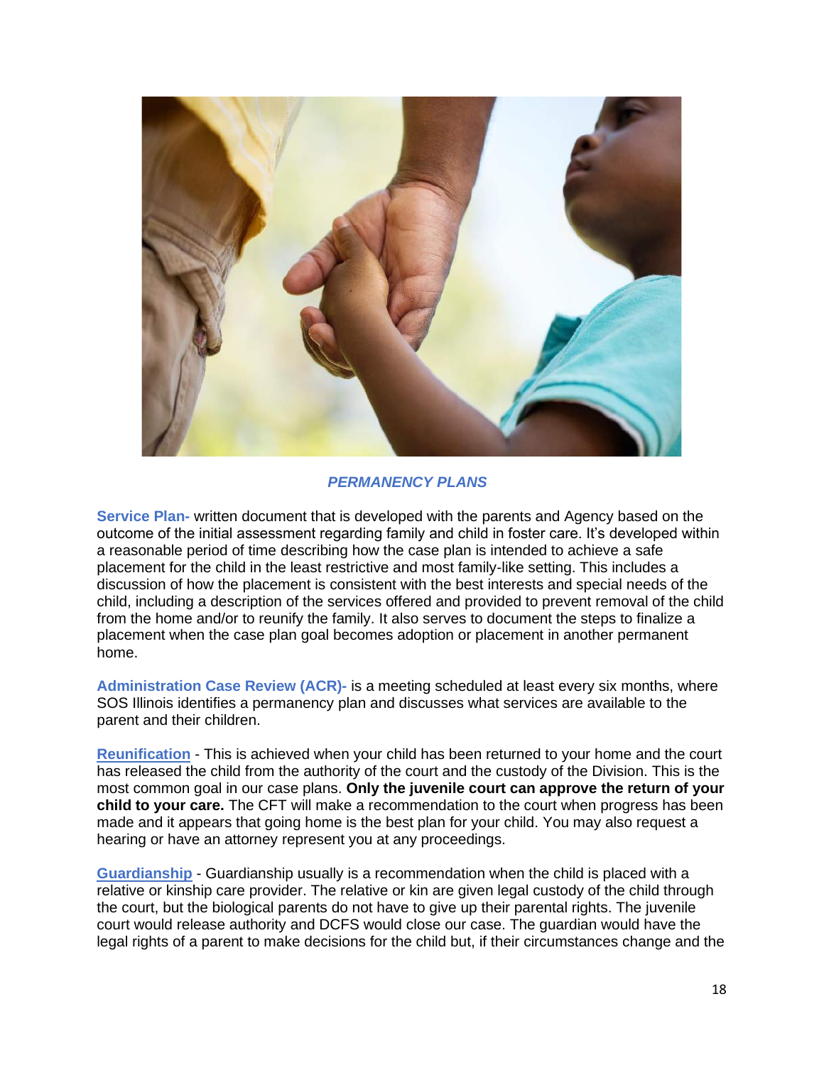*PERMANENCY PLANS*

**Service Plan-** written document that is developed with the parents and Agency based on the outcome of the initial assessment regarding family and child in foster care. It's developed within a reasonable period of time describing how the case plan is intended to achieve a safe placement for the child in the least restrictive and most family-like setting. This includes a discussion of how the placement is consistent with the best interests and special needs of the child, including a description of the services offered and provided to prevent removal of the child from the home and/or to reunify the family. It also serves to document the steps to finalize a placement when the case plan goal becomes adoption or placement in another permanent home.

**Administration Case Review (ACR)-** is a meeting scheduled at least every six months, where SOS Illinois identifies a permanency plan and discusses what services are available to the parent and their children.

**Reunification** - This is achieved when your child has been returned to your home and the court has released the child from the authority of the court and the custody of the Division. This is the most common goal in our case plans. **Only the juvenile court can approve the return of your child to your care.** The CFT will make a recommendation to the court when progress has been made and it appears that going home is the best plan for your child. You may also request a hearing or have an attorney represent you at any proceedings.

**Guardianship** - Guardianship usually is a recommendation when the child is placed with a relative or kinship care provider. The relative or kin are given legal custody of the child through the court, but the biological parents do not have to give up their parental rights. The juvenile court would release authority and DCFS would close our case. The guardian would have the legal rights of a parent to make decisions for the child but, if their circumstances change and the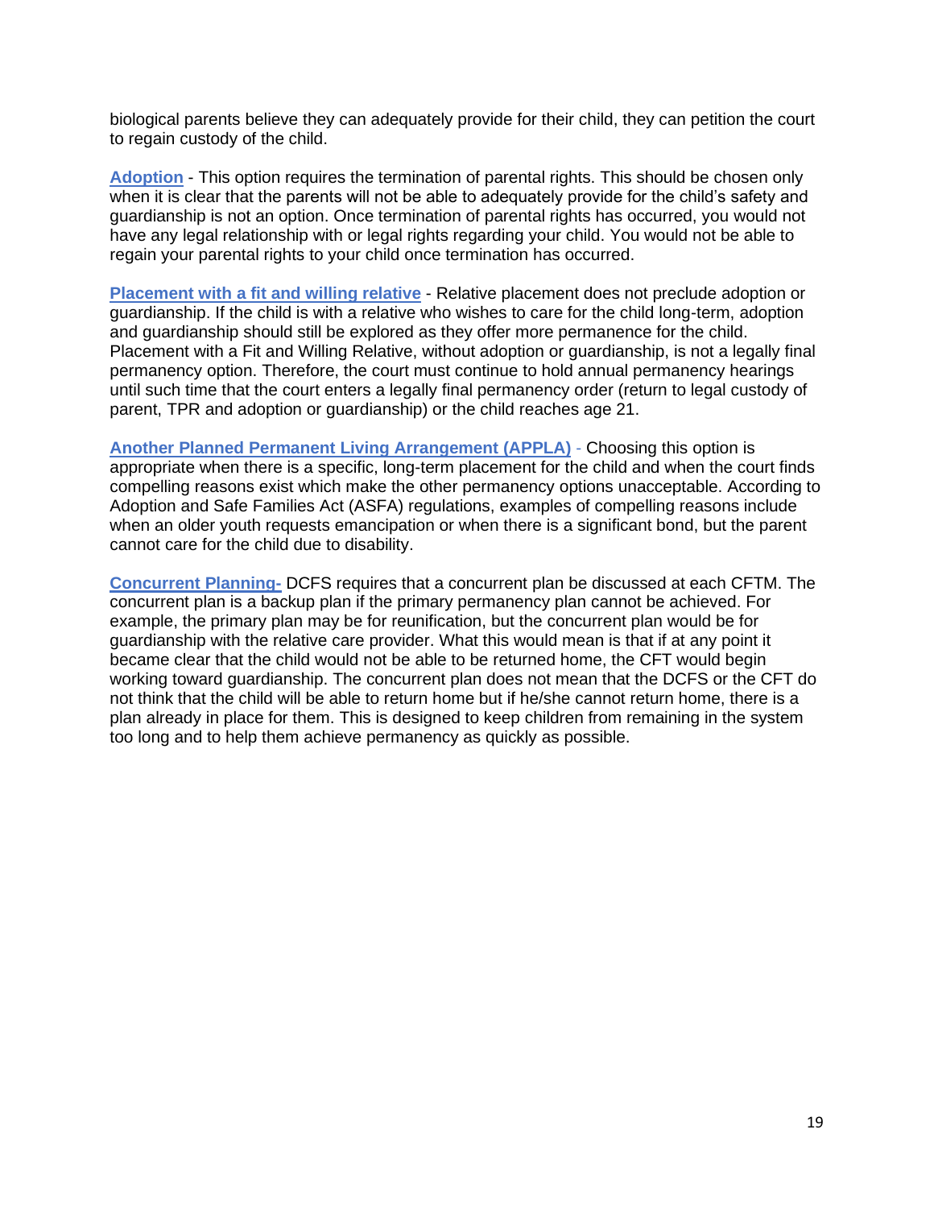biological parents believe they can adequately provide for their child, they can petition the court to regain custody of the child.

**Adoption** - This option requires the termination of parental rights. This should be chosen only when it is clear that the parents will not be able to adequately provide for the child's safety and guardianship is not an option. Once termination of parental rights has occurred, you would not have any legal relationship with or legal rights regarding your child. You would not be able to regain your parental rights to your child once termination has occurred.

**Placement with a fit and willing relative** - Relative placement does not preclude adoption or guardianship. If the child is with a relative who wishes to care for the child long-term, adoption and guardianship should still be explored as they offer more permanence for the child. Placement with a Fit and Willing Relative, without adoption or guardianship, is not a legally final permanency option. Therefore, the court must continue to hold annual permanency hearings until such time that the court enters a legally final permanency order (return to legal custody of parent, TPR and adoption or guardianship) or the child reaches age 21.

**Another Planned Permanent Living Arrangement (APPLA)** - Choosing this option is appropriate when there is a specific, long-term placement for the child and when the court finds compelling reasons exist which make the other permanency options unacceptable. According to Adoption and Safe Families Act (ASFA) regulations, examples of compelling reasons include when an older youth requests emancipation or when there is a significant bond, but the parent cannot care for the child due to disability.

**Concurrent Planning-** DCFS requires that a concurrent plan be discussed at each CFTM. The concurrent plan is a backup plan if the primary permanency plan cannot be achieved. For example, the primary plan may be for reunification, but the concurrent plan would be for guardianship with the relative care provider. What this would mean is that if at any point it became clear that the child would not be able to be returned home, the CFT would begin working toward guardianship. The concurrent plan does not mean that the DCFS or the CFT do not think that the child will be able to return home but if he/she cannot return home, there is a plan already in place for them. This is designed to keep children from remaining in the system too long and to help them achieve permanency as quickly as possible.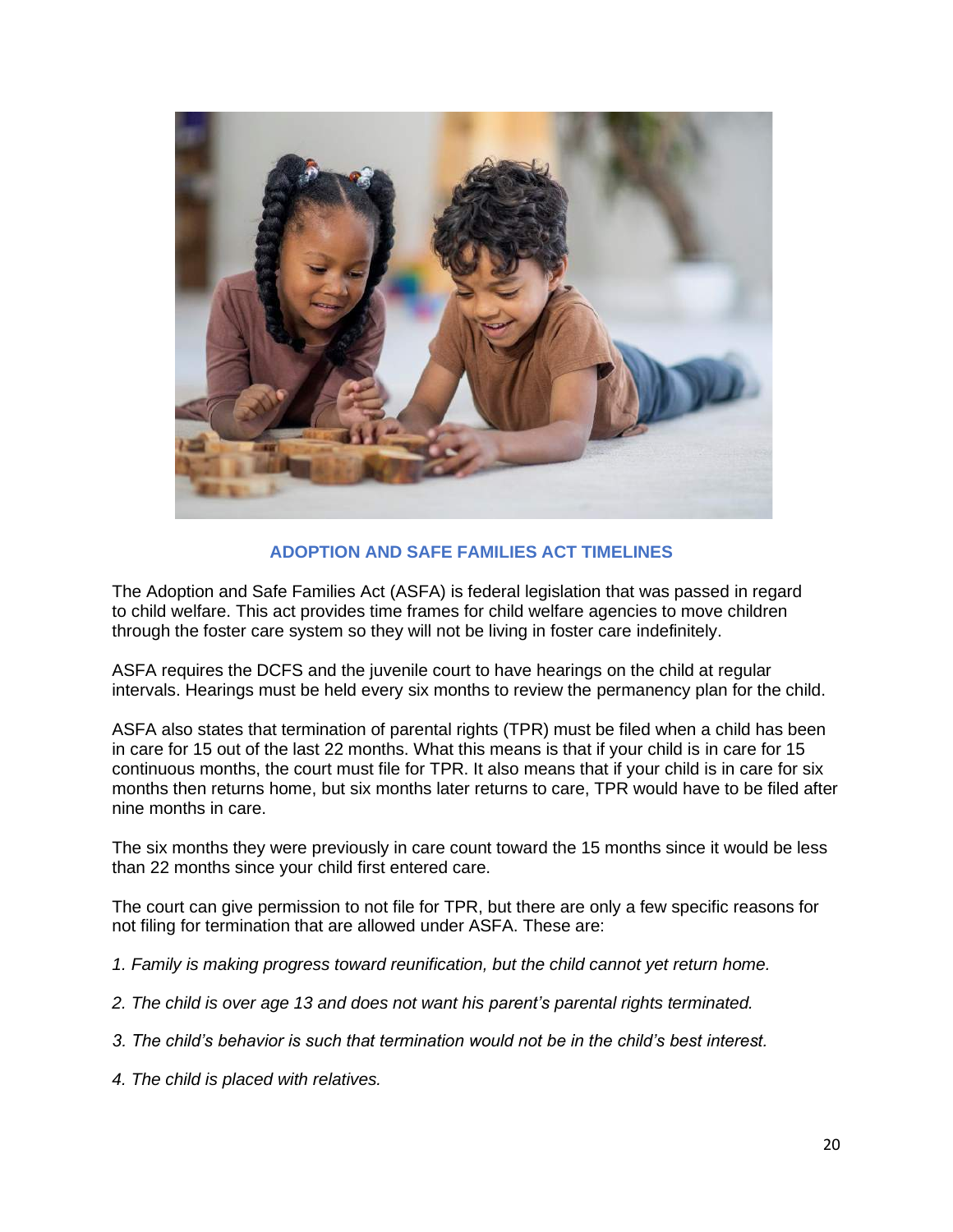## ADOPTION AND SAFE FAMILIES ACT TIMELINES

The Adoption and Safe Families Act (ASFA) is federal legislation that was passed in regard to child welfare. This act provides time frames for child welfare agencies to move children through the foster care system so they will not be living in foster care indefinitely.

ASFA requires the DCFS and the juvenile court to have hearings on the child at regular intervals. Hearings must be held every six months to review the permanency plan for the child.

ASFA also states that termination of parental rights (TPR) must be filed when a child has been in care for 15 out of the last 22 months. What this means is that if your child is in care for 15 continuous months, the court must file for TPR. It also means that if your child is in care for six months then returns home, but six months later returns to care, TPR would have to be filed after nine months in care.

The six months they were previously in care count toward the 15 months since it would be less than 22 months since your child first entered care.

The court can give permission to not file for TPR, but there are only a few specific reasons for not filing for termination that are allowed under ASFA. These are:

*1. Family is making progress toward reunification, but the child cannot yet return home.*

*2. The child is over age 13 and does not want his parent's parental rights terminated.*

*3. The child's behavior is such that termination would not be in the child's best interest.*

*4. The child is placed with relatives.*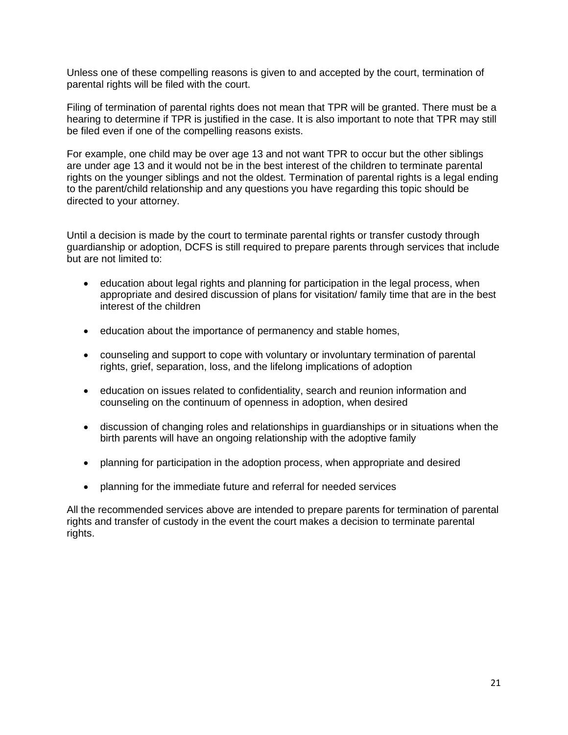Unless one of these compelling reasons is given to and accepted by the court, termination of parental rights will be filed with the court.

Filing of termination of parental rights does not mean that TPR will be granted. There must be a hearing to determine if TPR is justified in the case. It is also important to note that TPR may still be filed even if one of the compelling reasons exists.

For example, one child may be over age 13 and not want TPR to occur but the other siblings are under age 13 and it would not be in the best interest of the children to terminate parental rights on the younger siblings and not the oldest. Termination of parental rights is a legal ending to the parent/child relationship and any questions you have regarding this topic should be directed to your attorney.

Until a decision is made by the court to terminate parental rights or transfer custody through guardianship or adoption, DCFS is still required to prepare parents through services that include but are not limited to:

- education about legal rights and planning for participation in the legal process, when appropriate and desired discussion of plans for visitation/ family time that are in the best interest of the children
- education about the importance of permanency and stable homes,
- counseling and support to cope with voluntary or involuntary termination of parental rights, grief, separation, loss, and the lifelong implications of adoption
- education on issues related to confidentiality, search and reunion information and counseling on the continuum of openness in adoption, when desired
- discussion of changing roles and relationships in guardianships or in situations when the birth parents will have an ongoing relationship with the adoptive family
- planning for participation in the adoption process, when appropriate and desired
- planning for the immediate future and referral for needed services

All the recommended services above are intended to prepare parents for termination of parental rights and transfer of custody in the event the court makes a decision to terminate parental rights.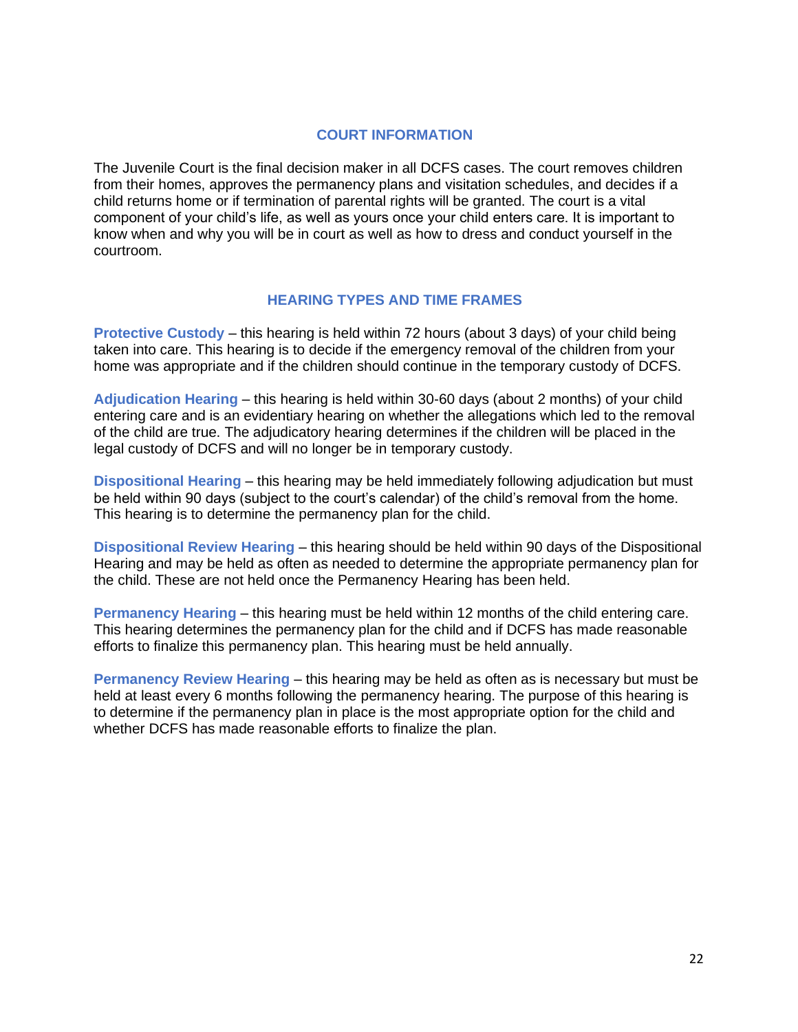## COURT INFORMATION

The Juvenile Court is the final decision maker in all DCFS cases. The court removes children from their homes, approves the permanency plans and visitation schedules, and decides if a child returns home or if termination of parental rights will be granted. The court is a vital component of your child's life, as well as yours once your child enters care. It is important to know when and why you will be in court as well as how to dress and conduct yourself in the courtroom.

## HEARING TYPES AND TIME FRAMES

**Protective Custody** – this hearing is held within 72 hours (about 3 days) of your child being taken into care. This hearing is to decide if the emergency removal of the children from your home was appropriate and if the children should continue in the temporary custody of DCFS.

**Adjudication Hearing** – this hearing is held within 30-60 days (about 2 months) of your child entering care and is an evidentiary hearing on whether the allegations which led to the removal of the child are true. The adjudicatory hearing determines if the children will be placed in the legal custody of DCFS and will no longer be in temporary custody.

**Dispositional Hearing** – this hearing may be held immediately following adjudication but must be held within 90 days (subject to the court's calendar) of the child's removal from the home. This hearing is to determine the permanency plan for the child.

**Dispositional Review Hearing** – this hearing should be held within 90 days of the Dispositional Hearing and may be held as often as needed to determine the appropriate permanency plan for the child. These are not held once the Permanency Hearing has been held.

**Permanency Hearing** – this hearing must be held within 12 months of the child entering care. This hearing determines the permanency plan for the child and if DCFS has made reasonable efforts to finalize this permanency plan. This hearing must be held annually.

**Permanency Review Hearing** – this hearing may be held as often as is necessary but must be held at least every 6 months following the permanency hearing. The purpose of this hearing is to determine if the permanency plan in place is the most appropriate option for the child and whether DCFS has made reasonable efforts to finalize the plan.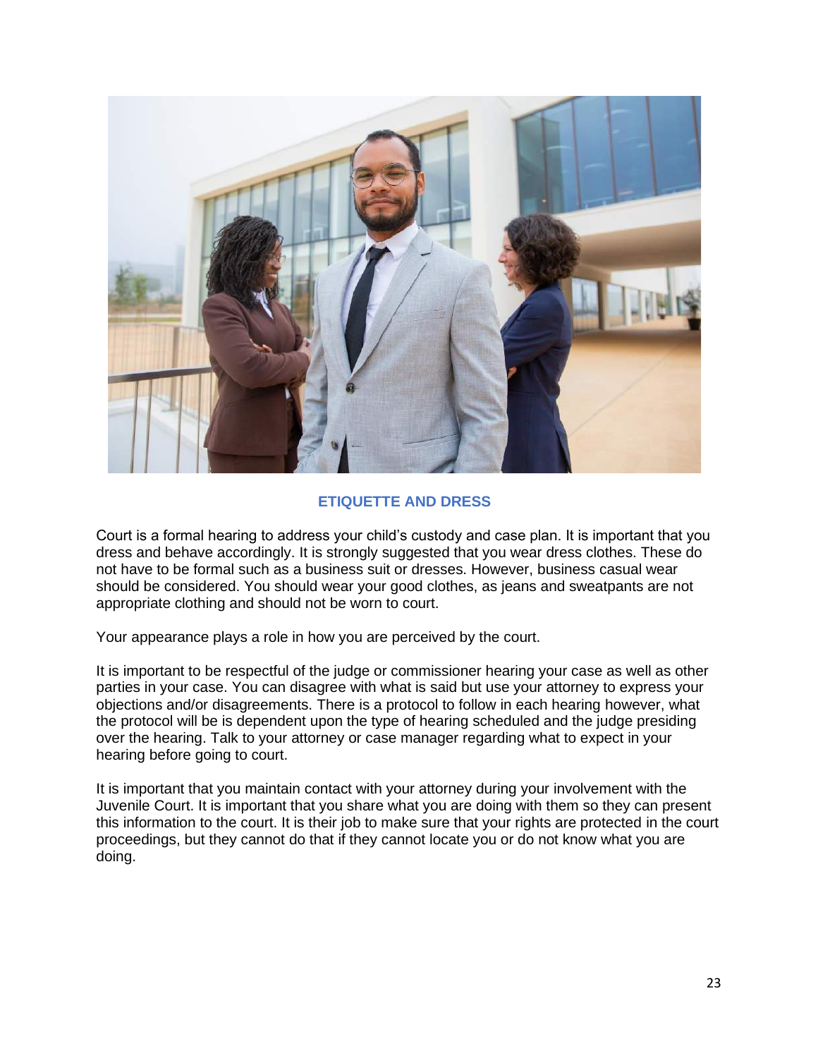## ETIQUETTE AND DRESS

Court is a formal hearing to address your child's custody and case plan. It is important that you dress and behave accordingly. It is strongly suggested that you wear dress clothes. These do not have to be formal such as a business suit or dresses. However, business casual wear should be considered. You should wear your good clothes, as jeans and sweatpants are not appropriate clothing and should not be worn to court.

Your appearance plays a role in how you are perceived by the court.

It is important to be respectful of the judge or commissioner hearing your case as well as other parties in your case. You can disagree with what is said but use your attorney to express your objections and/or disagreements. There is a protocol to follow in each hearing however, what the protocol will be is dependent upon the type of hearing scheduled and the judge presiding over the hearing. Talk to your attorney or case manager regarding what to expect in your hearing before going to court.

It is important that you maintain contact with your attorney during your involvement with the Juvenile Court. It is important that you share what you are doing with them so they can present this information to the court. It is their job to make sure that your rights are protected in the court proceedings, but they cannot do that if they cannot locate you or do not know what you are doing.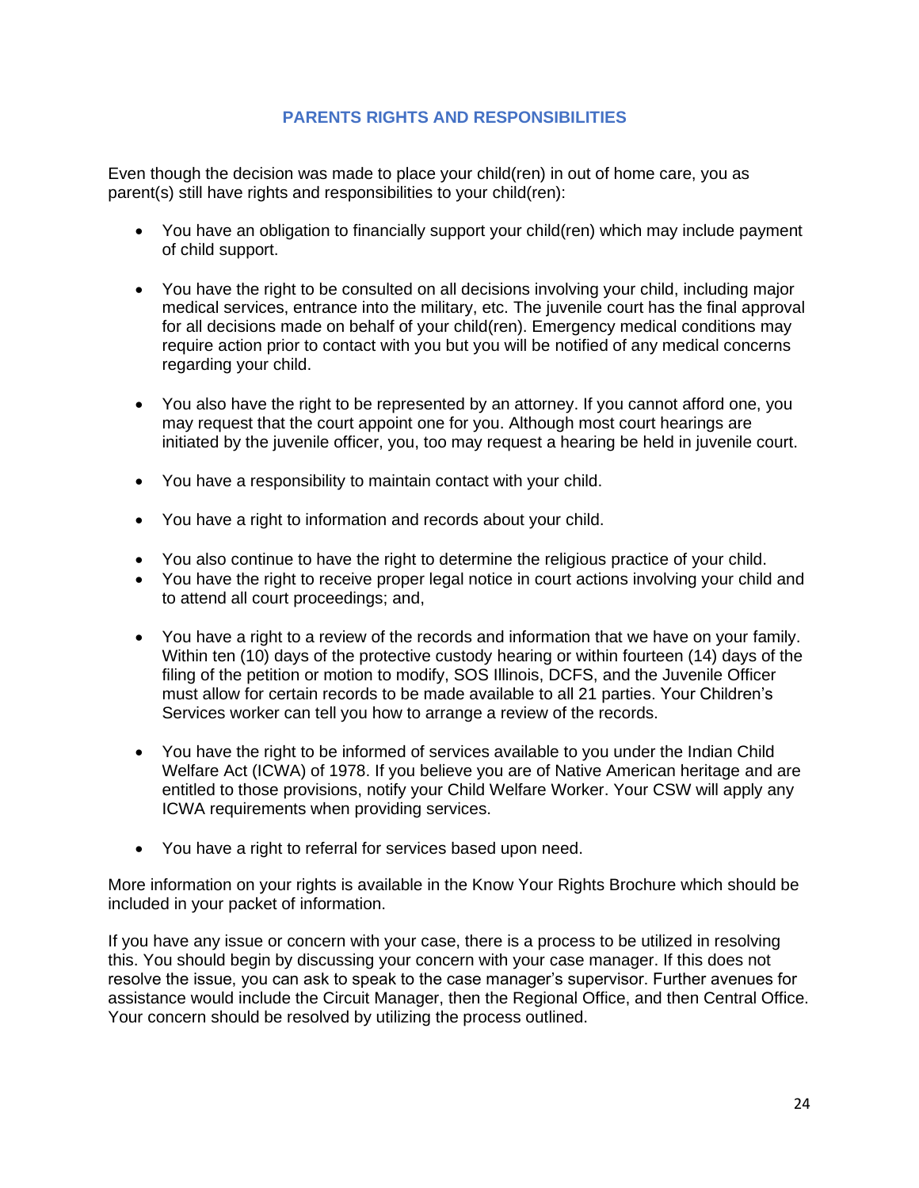## PARENTS RIGHTS AND RESPONSIBILITIES

Even though the decision was made to place your child(ren) in out of home care, you as parent(s) still have rights and responsibilities to your child(ren):

- You have an obligation to financially support your child(ren) which may include payment of child support.

- You have the right to be consulted on all decisions involving your child, including major medical services, entrance into the military, etc. The juvenile court has the final approval for all decisions made on behalf of your child(ren). Emergency medical conditions may require action prior to contact with you but you will be notified of any medical concerns regarding your child.

- You also have the right to be represented by an attorney. If you cannot afford one, you may request that the court appoint one for you. Although most court hearings are initiated by the juvenile officer, you, too may request a hearing be held in juvenile court.

- You have a responsibility to maintain contact with your child.

- You have a right to information and records about your child.

- You also continue to have the right to determine the religious practice of your child.
- You have the right to receive proper legal notice in court actions involving your child and to attend all court proceedings; and,

- You have a right to a review of the records and information that we have on your family. Within ten (10) days of the protective custody hearing or within fourteen (14) days of the filing of the petition or motion to modify, SOS Illinois, DCFS, and the Juvenile Officer must allow for certain records to be made available to all 21 parties. Your Children's Services worker can tell you how to arrange a review of the records.

- You have the right to be informed of services available to you under the Indian Child Welfare Act (ICWA) of 1978. If you believe you are of Native American heritage and are entitled to those provisions, notify your Child Welfare Worker. Your CSW will apply any ICWA requirements when providing services.

- You have a right to referral for services based upon need.

More information on your rights is available in the Know Your Rights Brochure which should be included in your packet of information.

If you have any issue or concern with your case, there is a process to be utilized in resolving this. You should begin by discussing your concern with your case manager. If this does not resolve the issue, you can ask to speak to the case manager's supervisor. Further avenues for assistance would include the Circuit Manager, then the Regional Office, and then Central Office. Your concern should be resolved by utilizing the process outlined.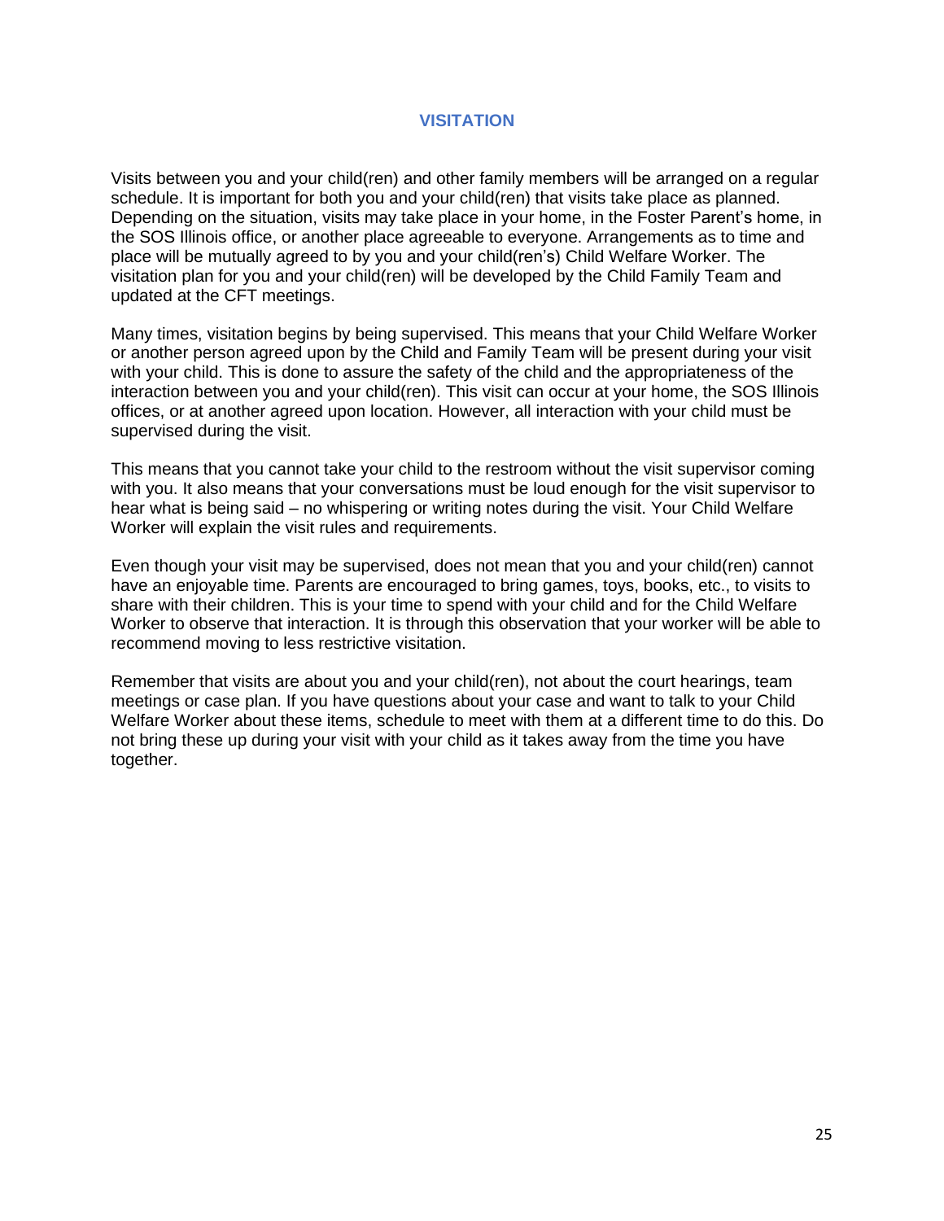## VISITATION

Visits between you and your child(ren) and other family members will be arranged on a regular schedule. It is important for both you and your child(ren) that visits take place as planned. Depending on the situation, visits may take place in your home, in the Foster Parent's home, in the SOS Illinois office, or another place agreeable to everyone. Arrangements as to time and place will be mutually agreed to by you and your child(ren's) Child Welfare Worker. The visitation plan for you and your child(ren) will be developed by the Child Family Team and updated at the CFT meetings.

Many times, visitation begins by being supervised. This means that your Child Welfare Worker or another person agreed upon by the Child and Family Team will be present during your visit with your child. This is done to assure the safety of the child and the appropriateness of the interaction between you and your child(ren). This visit can occur at your home, the SOS Illinois offices, or at another agreed upon location. However, all interaction with your child must be supervised during the visit.

This means that you cannot take your child to the restroom without the visit supervisor coming with you. It also means that your conversations must be loud enough for the visit supervisor to hear what is being said – no whispering or writing notes during the visit. Your Child Welfare Worker will explain the visit rules and requirements.

Even though your visit may be supervised, does not mean that you and your child(ren) cannot have an enjoyable time. Parents are encouraged to bring games, toys, books, etc., to visits to share with their children. This is your time to spend with your child and for the Child Welfare Worker to observe that interaction. It is through this observation that your worker will be able to recommend moving to less restrictive visitation.

Remember that visits are about you and your child(ren), not about the court hearings, team meetings or case plan. If you have questions about your case and want to talk to your Child Welfare Worker about these items, schedule to meet with them at a different time to do this. Do not bring these up during your visit with your child as it takes away from the time you have together.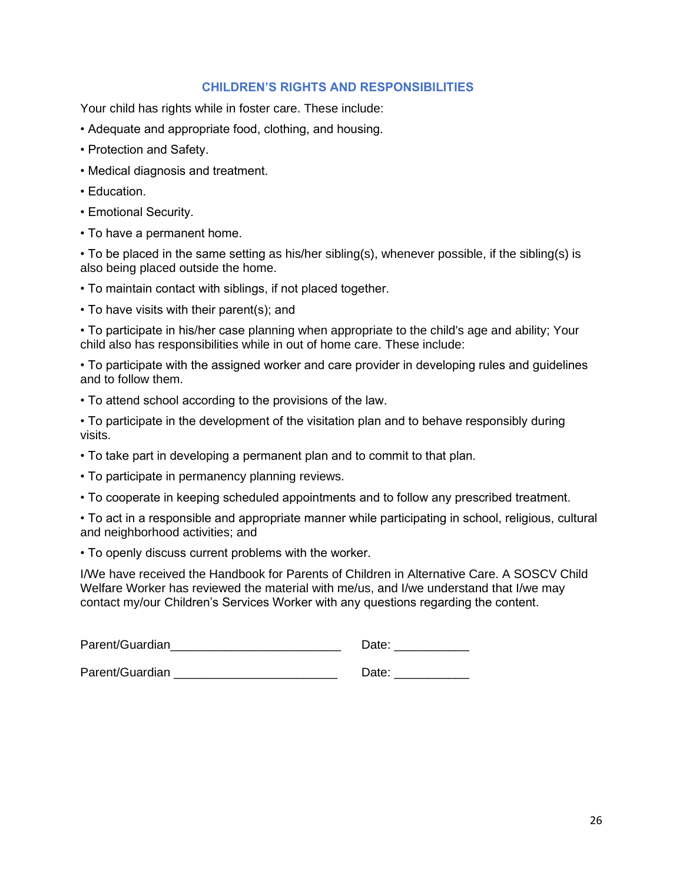## CHILDREN'S RIGHTS AND RESPONSIBILITIES

Your child has rights while in foster care. These include:

- Adequate and appropriate food, clothing, and housing.
- Protection and Safety.
- Medical diagnosis and treatment.
- Education.
- Emotional Security.
- To have a permanent home.
- To be placed in the same setting as his/her sibling(s), whenever possible, if the sibling(s) is also being placed outside the home.
- To maintain contact with siblings, if not placed together.
- To have visits with their parent(s); and
- To participate in his/her case planning when appropriate to the child's age and ability; Your child also has responsibilities while in out of home care. These include:
- To participate with the assigned worker and care provider in developing rules and guidelines and to follow them.
- To attend school according to the provisions of the law.
- To participate in the development of the visitation plan and to behave responsibly during visits.
- To take part in developing a permanent plan and to commit to that plan.
- To participate in permanency planning reviews.
- To cooperate in keeping scheduled appointments and to follow any prescribed treatment.
- To act in a responsible and appropriate manner while participating in school, religious, cultural and neighborhood activities; and
- To openly discuss current problems with the worker.

I/We have received the Handbook for Parents of Children in Alternative Care. A SOSCV Child Welfare Worker has reviewed the material with me/us, and I/we understand that I/we may contact my/our Children's Services Worker with any questions regarding the content.

Parent/Guardian________________________ Date: ___________

Parent/Guardian ________________________ Date: ___________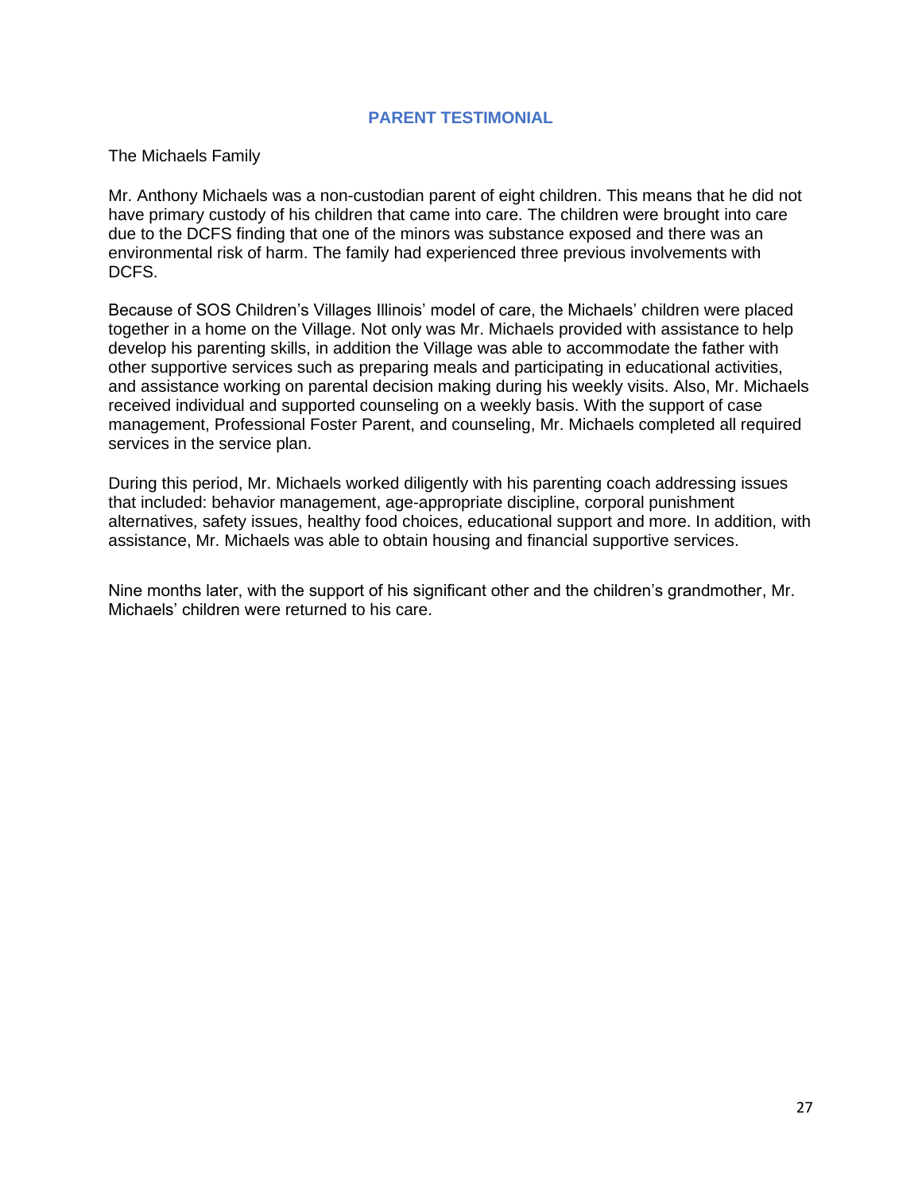## PARENT TESTIMONIAL

The Michaels Family

Mr. Anthony Michaels was a non-custodian parent of eight children. This means that he did not have primary custody of his children that came into care. The children were brought into care due to the DCFS finding that one of the minors was substance exposed and there was an environmental risk of harm. The family had experienced three previous involvements with DCFS.

Because of SOS Children's Villages Illinois' model of care, the Michaels' children were placed together in a home on the Village. Not only was Mr. Michaels provided with assistance to help develop his parenting skills, in addition the Village was able to accommodate the father with other supportive services such as preparing meals and participating in educational activities, and assistance working on parental decision making during his weekly visits. Also, Mr. Michaels received individual and supported counseling on a weekly basis. With the support of case management, Professional Foster Parent, and counseling, Mr. Michaels completed all required services in the service plan.

During this period, Mr. Michaels worked diligently with his parenting coach addressing issues that included: behavior management, age-appropriate discipline, corporal punishment alternatives, safety issues, healthy food choices, educational support and more. In addition, with assistance, Mr. Michaels was able to obtain housing and financial supportive services.

Nine months later, with the support of his significant other and the children's grandmother, Mr. Michaels' children were returned to his care.